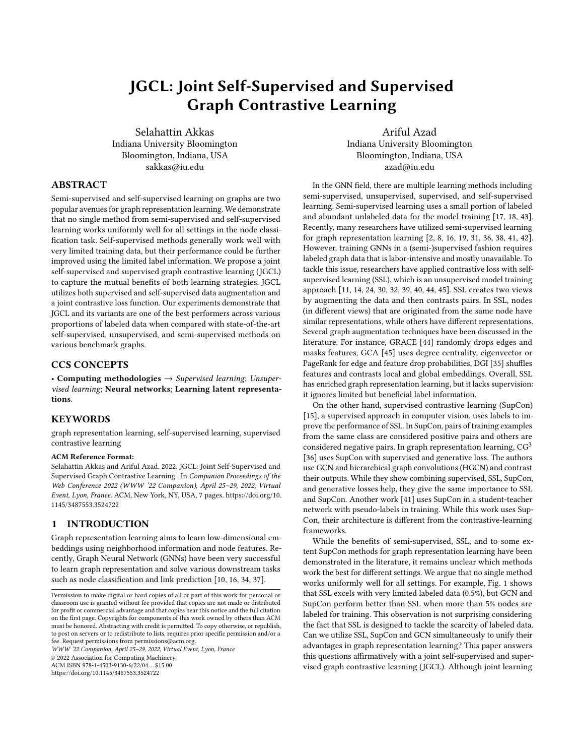# JGCL: Joint Self-Supervised and Supervised Graph Contrastive Learning

Selahattin Akkas
Indiana University Bloomington
Bloomington, Indiana, USA
sakkas@iu.edu

Ariful Azad
Indiana University Bloomington
Bloomington, Indiana, USA
azad@iu.edu

## ABSTRACT

Semi-supervised and self-supervised learning on graphs are two popular avenues for graph representation learning. We demonstrate that no single method from semi-supervised and self-supervised learning works uniformly well for all settings in the node classification task. Self-supervised methods generally work well with very limited training data, but their performance could be further improved using the limited label information. We propose a joint self-supervised and supervised graph contrastive learning (JGCL) to capture the mutual benefits of both learning strategies. JGCL utilizes both supervised and self-supervised data augmentation and a joint contrastive loss function. Our experiments demonstrate that JGCL and its variants are one of the best performers across various proportions of labeled data when compared with state-of-the-art self-supervised, unsupervised, and semi-supervised methods on various benchmark graphs.

## CCS CONCEPTS

• **Computing methodologies** → *Supervised learning*; *Unsupervised learning*; **Neural networks**; **Learning latent representations**.

## KEYWORDS

graph representation learning, self-supervised learning, supervised contrastive learning

**ACM Reference Format:**
Selahattin Akkas and Ariful Azad. 2022. JGCL: Joint Self-Supervised and Supervised Graph Contrastive Learning . In *Companion Proceedings of the Web Conference 2022 (WWW '22 Companion), April 25–29, 2022, Virtual Event, Lyon, France.* ACM, New York, NY, USA, 7 pages. https://doi.org/10.1145/3487553.3524722

## 1 INTRODUCTION

Graph representation learning aims to learn low-dimensional embeddings using neighborhood information and node features. Recently, Graph Neural Network (GNNs) have been very successful to learn graph representation and solve various downstream tasks such as node classification and link prediction [10, 16, 34, 37].

In the GNN field, there are multiple learning methods including semi-supervised, unsupervised, supervised, and self-supervised learning. Semi-supervised learning uses a small portion of labeled and abundant unlabeled data for the model training [17, 18, 43]. Recently, many researchers have utilized semi-supervised learning for graph representation learning [2, 8, 16, 19, 31, 36, 38, 41, 42]. However, training GNNs in a (semi-)supervised fashion requires labeled graph data that is labor-intensive and mostly unavailable. To tackle this issue, researchers have applied contrastive loss with self-supervised learning (SSL), which is an unsupervised model training approach [11, 14, 24, 30, 32, 39, 40, 44, 45]. SSL creates two views by augmenting the data and then contrasts pairs. In SSL, nodes (in different views) that are originated from the same node have similar representations, while others have different representations. Several graph augmentation techniques have been discussed in the literature. For instance, GRACE [44] randomly drops edges and masks features, GCA [45] uses degree centrality, eigenvector or PageRank for edge and feature drop probabilities, DGI [35] shuffles features and contrasts local and global embeddings. Overall, SSL has enriched graph representation learning, but it lacks supervision: it ignores limited but beneficial label information.

On the other hand, supervised contrastive learning (SupCon) [15], a supervised approach in computer vision, uses labels to improve the performance of SSL. In SupCon, pairs of training examples from the same class are considered positive pairs and others are considered negative pairs. In graph representation learning, $CG^3$ [36] uses SupCon with supervised and generative loss. The authors use GCN and hierarchical graph convolutions (HGCN) and contrast their outputs. While they show combining supervised, SSL, SupCon, and generative losses help, they give the same importance to SSL and SupCon. Another work [41] uses SupCon in a student-teacher network with pseudo-labels in training. While this work uses SupCon, their architecture is different from the contrastive-learning frameworks.

While the benefits of semi-supervised, SSL, and to some extent SupCon methods for graph representation learning have been demonstrated in the literature, it remains unclear which methods work the best for different settings. We argue that no single method works uniformly well for all settings. For example, Fig. 1 shows that SSL excels with very limited labeled data (0.5%), but GCN and SupCon perform better than SSL when more than 5% nodes are labeled for training. This observation is not surprising considering the fact that SSL is designed to tackle the scarcity of labeled data. Can we utilize SSL, SupCon and GCN simultaneously to unify their advantages in graph representation learning? This paper answers this questions affirmatively with a joint self-supervised and supervised graph contrastive learning (JGCL). Although joint learning

Permission to make digital or hard copies of all or part of this work for personal or classroom use is granted without fee provided that copies are not made or distributed for profit or commercial advantage and that copies bear this notice and the full citation on the first page. Copyrights for components of this work owned by others than ACM must be honored. Abstracting with credit is permitted. To copy otherwise, or republish, to post on servers or to redistribute to lists, requires prior specific permission and/or a fee. Request permissions from permissions@acm.org.
*WWW '22 Companion, April 25–29, 2022, Virtual Event, Lyon, France*
© 2022 Association for Computing Machinery.
ACM ISBN 978-1-4503-9130-6/22/04...$15.00
https://doi.org/10.1145/3487553.3524722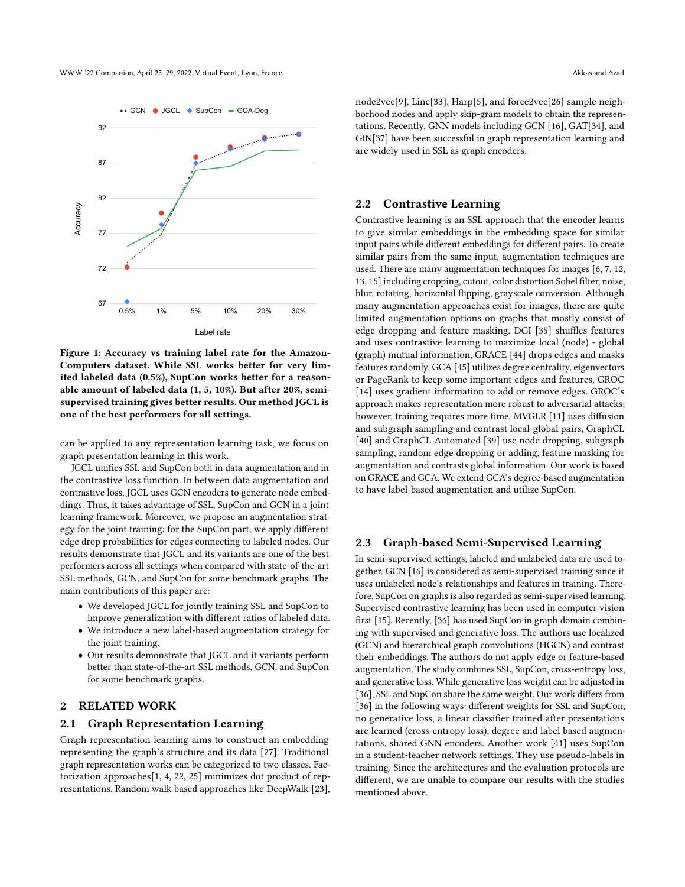**Figure 1: Accuracy vs training label rate for the Amazon-Computers dataset. While SSL works better for very limited labeled data (0.5%), SupCon works better for a reasonable amount of labeled data (1, 5, 10%). But after 20%, semi-supervised training gives better results. Our method JGCL is one of the best performers for all settings.**

can be applied to any representation learning task, we focus on graph presentation learning in this work.

JGCL unifies SSL and SupCon both in data augmentation and in the contrastive loss function. In between data augmentation and contrastive loss, JGCL uses GCN encoders to generate node embeddings. Thus, it takes advantage of SSL, SupCon and GCN in a joint learning framework. Moreover, we propose an augmentation strategy for the joint training: for the SupCon part, we apply different edge drop probabilities for edges connecting to labeled nodes. Our results demonstrate that JGCL and its variants are one of the best performers across all settings when compared with state-of-the-art SSL methods, GCN, and SupCon for some benchmark graphs. The main contributions of this paper are:

- We developed JGCL for jointly training SSL and SupCon to improve generalization with different ratios of labeled data.
- We introduce a new label-based augmentation strategy for the joint training.
- Our results demonstrate that JGCL and it variants perform better than state-of-the-art SSL methods, GCN, and SupCon for some benchmark graphs.

## 2 RELATED WORK

### 2.1 Graph Representation Learning

Graph representation learning aims to construct an embedding representing the graph's structure and its data [27]. Traditional graph representation works can be categorized to two classes. Factorization approaches[1, 4, 22, 25] minimizes dot product of representations. Random walk based approaches like DeepWalk [23], node2vec[9], Line[33], Harp[5], and force2vec[26] sample neighborhood nodes and apply skip-gram models to obtain the representations. Recently, GNN models including GCN [16], GAT[34], and GIN[37] have been successful in graph representation learning and are widely used in SSL as graph encoders.

### 2.2 Contrastive Learning

Contrastive learning is an SSL approach that the encoder learns to give similar embeddings in the embedding space for similar input pairs while different embeddings for different pairs. To create similar pairs from the same input, augmentation techniques are used. There are many augmentation techniques for images [6, 7, 12, 13, 15] including cropping, cutout, color distortion Sobel filter, noise, blur, rotating, horizontal flipping, grayscale conversion. Although many augmentation approaches exist for images, there are quite limited augmentation options on graphs that mostly consist of edge dropping and feature masking. DGI [35] shuffles features and uses contrastive learning to maximize local (node) - global (graph) mutual information, GRACE [44] drops edges and masks features randomly, GCA [45] utilizes degree centrality, eigenvectors or PageRank to keep some important edges and features, GROC [14] uses gradient information to add or remove edges. GROC's approach makes representation more robust to adversarial attacks; however, training requires more time. MVGLR [11] uses diffusion and subgraph sampling and contrast local-global pairs, GraphCL [40] and GraphCL-Automated [39] use node dropping, subgraph sampling, random edge dropping or adding, feature masking for augmentation and contrasts global information. Our work is based on GRACE and GCA. We extend GCA's degree-based augmentation to have label-based augmentation and utilize SupCon.

### 2.3 Graph-based Semi-Supervised Learning

In semi-supervised settings, labeled and unlabeled data are used together. GCN [16] is considered as semi-supervised training since it uses unlabeled node's relationships and features in training. Therefore, SupCon on graphs is also regarded as semi-supervised learning. Supervised contrastive learning has been used in computer vision first [15]. Recently, [36] has used SupCon in graph domain combining with supervised and generative loss. The authors use localized (GCN) and hierarchical graph convolutions (HGCN) and contrast their embeddings. The authors do not apply edge or feature-based augmentation. The study combines SSL, SupCon, cross-entropy loss, and generative loss. While generative loss weight can be adjusted in [36], SSL and SupCon share the same weight. Our work differs from [36] in the following ways: different weights for SSL and SupCon, no generative loss, a linear classifier trained after presentations are learned (cross-entropy loss), degree and label based augmentations, shared GNN encoders. Another work [41] uses SupCon in a student-teacher network settings. They use pseudo-labels in training. Since the architectures and the evaluation protocols are different, we are unable to compare our results with the studies mentioned above.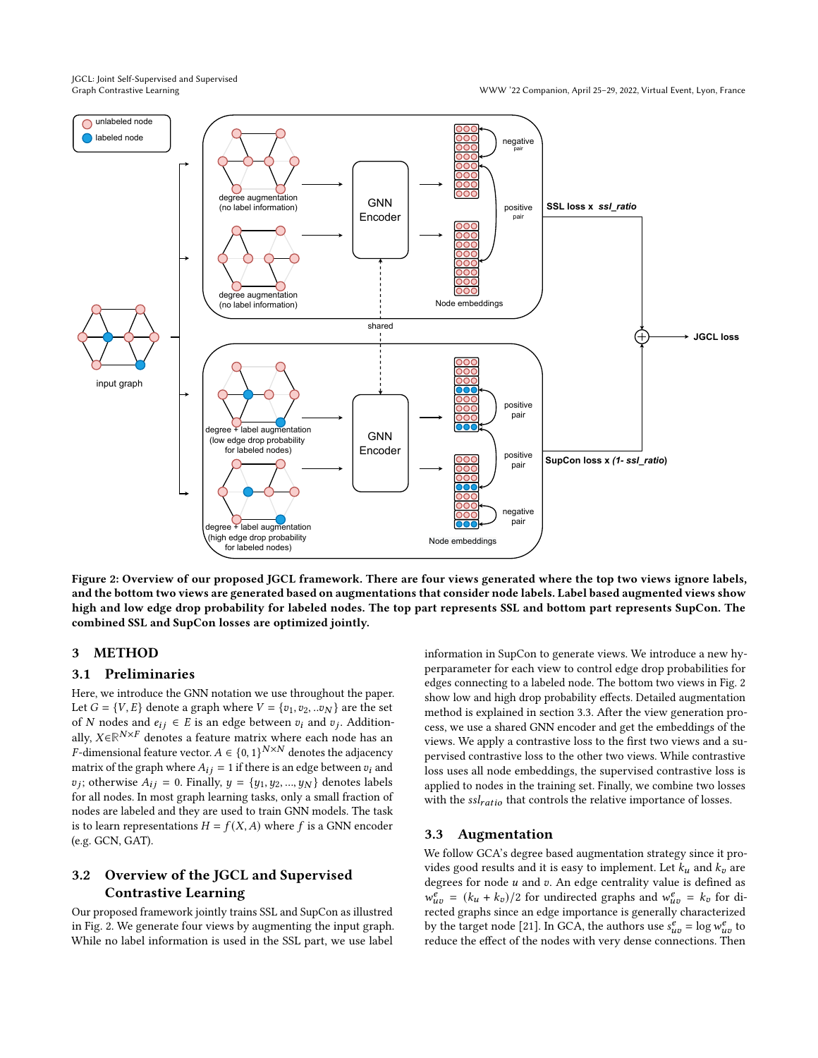Figure 2: Overview of our proposed JGCL framework. There are four views generated where the top two views ignore labels, and the bottom two views are generated based on augmentations that consider node labels. Label based augmented views show high and low edge drop probability for labeled nodes. The top part represents SSL and bottom part represents SupCon. The combined SSL and SupCon losses are optimized jointly.

## 3 METHOD

### 3.1 Preliminaries

Here, we introduce the GNN notation we use throughout the paper. Let $G = \{V, E\}$ denote a graph where $V = \{v_1, v_2, ..v_N\}$ are the set of $N$ nodes and $e_{ij} \in E$ is an edge between $v_i$ and $v_j$. Additionally, $X \in \mathbb{R}^{N \times F}$ denotes a feature matrix where each node has an $F$-dimensional feature vector. $A \in \{0,1\}^{N \times N}$ denotes the adjacency matrix of the graph where $A_{ij} = 1$ if there is an edge between $v_i$ and $v_j$; otherwise $A_{ij} = 0$. Finally, $y = \{y_1, y_2, ..., y_N\}$ denotes labels for all nodes. In most graph learning tasks, only a small fraction of nodes are labeled and they are used to train GNN models. The task is to learn representations $H = f(X, A)$ where $f$ is a GNN encoder (e.g. GCN, GAT).

### 3.2 Overview of the JGCL and Supervised Contrastive Learning

Our proposed framework jointly trains SSL and SupCon as illustred in Fig. 2. We generate four views by augmenting the input graph. While no label information is used in the SSL part, we use label information in SupCon to generate views. We introduce a new hyperparameter for each view to control edge drop probabilities for edges connecting to a labeled node. The bottom two views in Fig. 2 show low and high drop probability effects. Detailed augmentation method is explained in section 3.3. After the view generation process, we use a shared GNN encoder and get the embeddings of the views. We apply a contrastive loss to the first two views and a supervised contrastive loss to the other two views. While contrastive loss uses all node embeddings, the supervised contrastive loss is applied to nodes in the training set. Finally, we combine two losses with the $ssl_{ratio}$ that controls the relative importance of losses.

### 3.3 Augmentation

We follow GCA's degree based augmentation strategy since it provides good results and it is easy to implement. Let $k_u$ and $k_v$ are degrees for node $u$ and $v$. An edge centrality value is defined as $w^e_{uv} = (k_u + k_v)/2$ for undirected graphs and $w^e_{uv} = k_v$ for directed graphs since an edge importance is generally characterized by the target node [21]. In GCA, the authors use $s^e_{uv} = \log w^e_{uv}$ to reduce the effect of the nodes with very dense connections. Then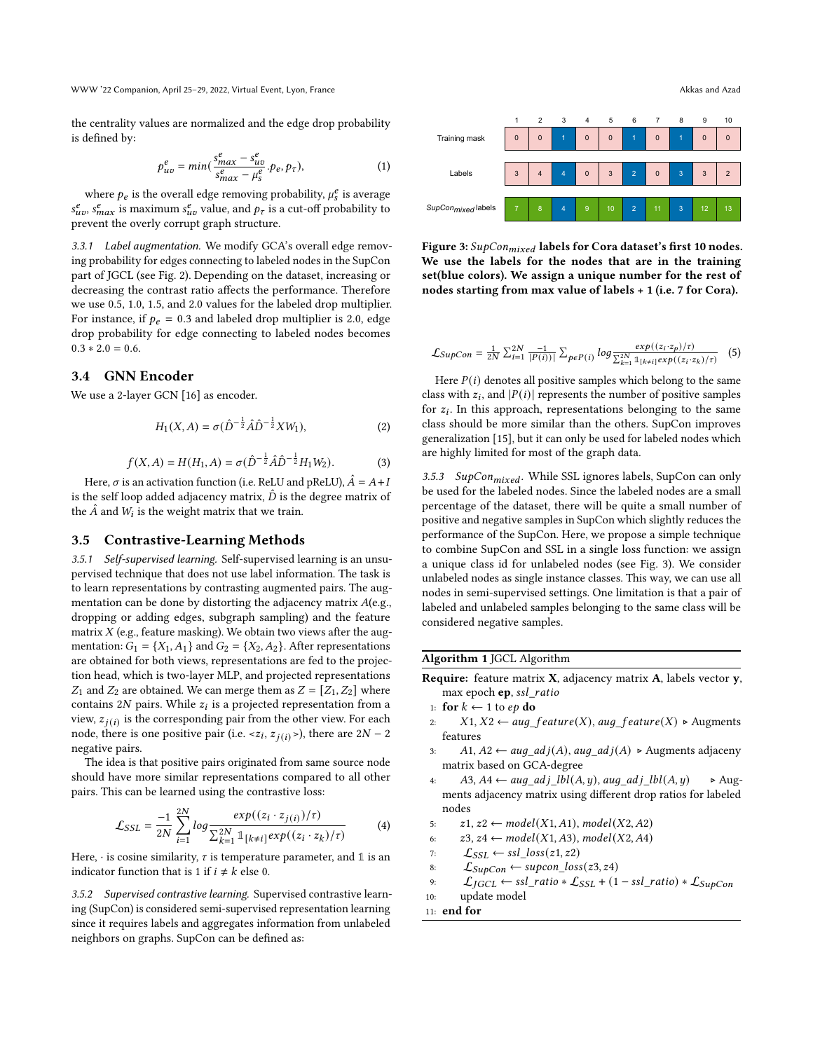the centrality values are normalized and the edge drop probability is defined by:

$$p_{uv}^{e} = min(\frac{s_{max}^{e} - s_{uv}^{e}}{s_{max}^{e} - \mu_{s}^{e}} \cdot p_{e}, p_{\tau}), \tag{1}$$

where $p_e$ is the overall edge removing probability, $\mu_s^e$ is average $s_{uv}^e$, $s_{max}^e$ is maximum $s_{uv}^e$ value, and $p_\tau$ is a cut-off probability to prevent the overly corrupt graph structure.

*3.3.1 Label augmentation.* We modify GCA's overall edge removing probability for edges connecting to labeled nodes in the SupCon part of JGCL (see Fig. 2). Depending on the dataset, increasing or decreasing the contrast ratio affects the performance. Therefore we use 0.5, 1.0, 1.5, and 2.0 values for the labeled drop multiplier. For instance, if $p_e = 0.3$ and labeled drop multiplier is 2.0, edge drop probability for edge connecting to labeled nodes becomes $0.3 * 2.0 = 0.6$.

## 3.4 GNN Encoder

We use a 2-layer GCN [16] as encoder.

$$H_1(X, A) = \sigma(\hat{D}^{-\frac{1}{2}} \hat{A} \hat{D}^{-\frac{1}{2}} X W_1), \tag{2}$$

$$f(X, A) = H(H_1, A) = \sigma(\hat{D}^{-\frac{1}{2}} \hat{A} \hat{D}^{-\frac{1}{2}} H_1 W_2). \tag{3}$$

Here, $\sigma$ is an activation function (i.e. ReLU and pReLU), $\hat{A} = A + I$ is the self loop added adjacency matrix, $\hat{D}$ is the degree matrix of the $\hat{A}$ and $W_i$ is the weight matrix that we train.

## 3.5 Contrastive-Learning Methods

*3.5.1 Self-supervised learning.* Self-supervised learning is an unsupervised technique that does not use label information. The task is to learn representations by contrasting augmented pairs. The augmentation can be done by distorting the adjacency matrix $A$(e.g., dropping or adding edges, subgraph sampling) and the feature matrix $X$ (e.g., feature masking). We obtain two views after the augmentation: $G_1 = \{X_1, A_1\}$ and $G_2 = \{X_2, A_2\}$. After representations are obtained for both views, representations are fed to the projection head, which is two-layer MLP, and projected representations $Z_1$ and $Z_2$ are obtained. We can merge them as $Z = [Z_1, Z_2]$ where contains $2N$ pairs. While $z_i$ is a projected representation from a view, $z_{j(i)}$ is the corresponding pair from the other view. For each node, there is one positive pair (i.e. $<z_i, z_{j(i)}>$), there are $2N - 2$ negative pairs.

The idea is that positive pairs originated from same source node should have more similar representations compared to all other pairs. This can be learned using the contrastive loss:

$$\mathcal{L}_{SSL} = \frac{-1}{2N} \sum_{i=1}^{2N} log \frac{exp((z_i \cdot z_{j(i)})/\tau)}{\sum_{k=1}^{2N} \mathbb{1}_{[k \neq i]} exp((z_i \cdot z_k)/\tau)} \tag{4}$$

Here, $\cdot$ is cosine similarity, $\tau$ is temperature parameter, and $\mathbb{1}$ is an indicator function that is 1 if $i \neq k$ else 0.

*3.5.2 Supervised contrastive learning.* Supervised contrastive learning (SupCon) is considered semi-supervised representation learning since it requires labels and aggregates information from unlabeled neighbors on graphs. SupCon can be defined as:

| | 1 | 2 | 3 | 4 | 5 | 6 | 7 | 8 | 9 | 10 |
|---|---|---|---|---|---|---|---|---|---|---|
| Training mask | 0 | 0 | 1 | 0 | 0 | 1 | 0 | 1 | 0 | 0 |
| Labels | 3 | 4 | 4 | 0 | 3 | 2 | 0 | 3 | 3 | 2 |
| $SupCon_{mixed}$ labels | 7 | 8 | 4 | 9 | 10 | 2 | 11 | 3 | 12 | 13 |

**Figure 3: $SupCon_{mixed}$ labels for Cora dataset's first 10 nodes. We use the labels for the nodes that are in the training set(blue colors). We assign a unique number for the rest of nodes starting from max value of labels + 1 (i.e. 7 for Cora).**

$$\mathcal{L}_{SupCon} = \frac{1}{2N} \sum_{i=1}^{2N} \frac{-1}{|P(i))|} \sum_{p \epsilon P(i)} log \frac{exp((z_i \cdot z_p)/\tau)}{\sum_{k=1}^{2N} \mathbb{1}_{[k \neq i]} exp((z_i \cdot z_k)/\tau)} \tag{5}$$

Here $P(i)$ denotes all positive samples which belong to the same class with $z_i$, and $|P(i)|$ represents the number of positive samples for $z_i$. In this approach, representations belonging to the same class should be more similar than the others. SupCon improves generalization [15], but it can only be used for labeled nodes which are highly limited for most of the graph data.

*3.5.3 $SupCon_{mixed}$.* While SSL ignores labels, SupCon can only be used for the labeled nodes. Since the labeled nodes are a small percentage of the dataset, there will be quite a small number of positive and negative samples in SupCon which slightly reduces the performance of the SupCon. Here, we propose a simple technique to combine SupCon and SSL in a single loss function: we assign a unique class id for unlabeled nodes (see Fig. 3). We consider unlabeled nodes as single instance classes. This way, we can use all nodes in semi-supervised settings. One limitation is that a pair of labeled and unlabeled samples belonging to the same class will be considered negative samples.

**Algorithm 1** JGCL Algorithm

**Require:** feature matrix **X**, adjacency matrix **A**, labels vector **y**, max epoch **ep**, *ssl_ratio*

1: **for** $k \leftarrow 1$ to $ep$ **do**
2: $X1, X2 \leftarrow aug\_feature(X), aug\_feature(X)$ ▷ Augments features
3: $A1, A2 \leftarrow aug\_adj(A), aug\_adj(A)$ ▷ Augments adjaceny matrix based on GCA-degree
4: $A3, A4 \leftarrow aug\_adj\_lbl(A, y), aug\_adj\_lbl(A, y)$ ▷ Augments adjacency matrix using different drop ratios for labeled nodes
5: $z1, z2 \leftarrow model(X1, A1), model(X2, A2)$
6: $z3, z4 \leftarrow model(X1, A3), model(X2, A4)$
7: $\mathcal{L}_{SSL} \leftarrow ssl\_loss(z1, z2)$
8: $\mathcal{L}_{SupCon} \leftarrow supcon\_loss(z3, z4)$
9: $\mathcal{L}_{JGCL} \leftarrow ssl\_ratio * \mathcal{L}_{SSL} + (1 - ssl\_ratio) * \mathcal{L}_{SupCon}$
10: update model
11: **end for**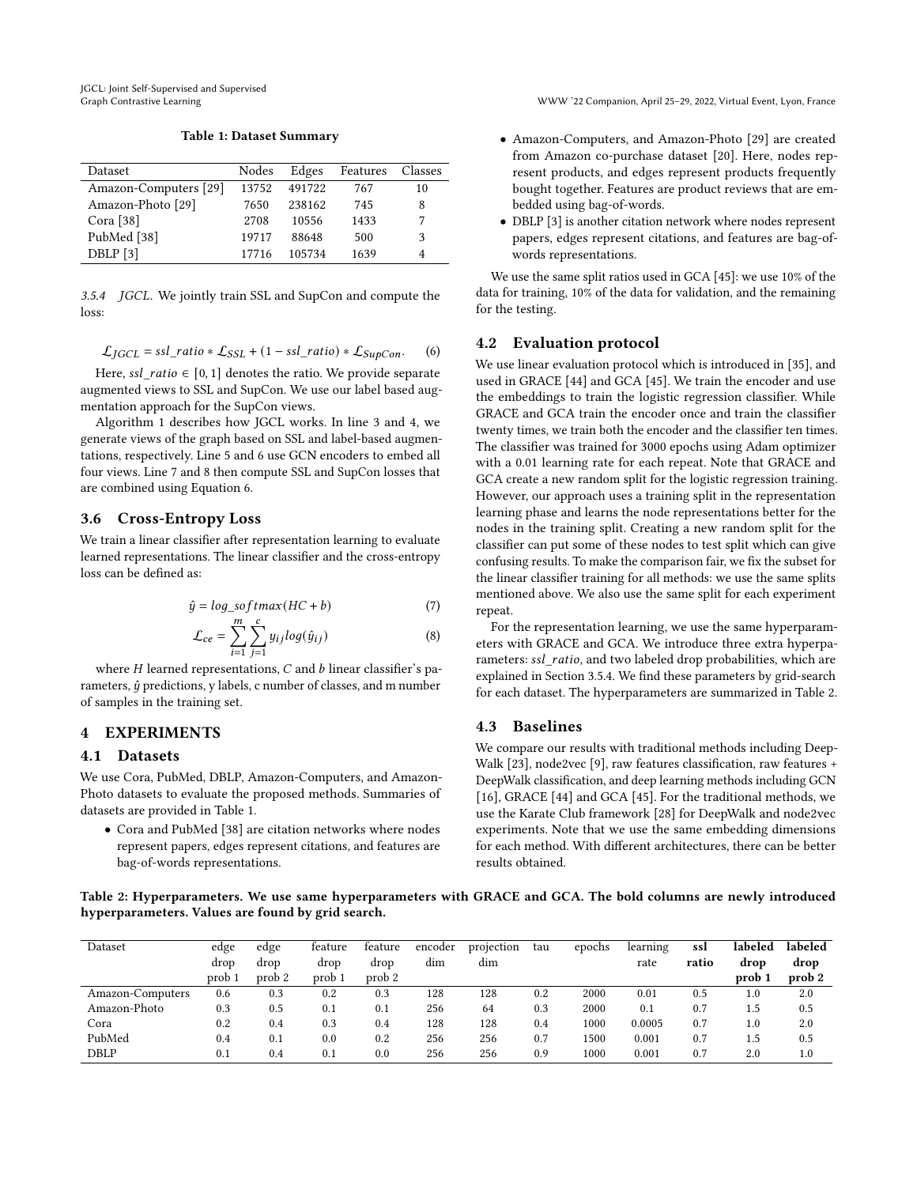**Table 1: Dataset Summary**

| Dataset | Nodes | Edges | Features | Classes |
|---|---|---|---|---|
| Amazon-Computers [29] | 13752 | 491722 | 767 | 10 |
| Amazon-Photo [29] | 7650 | 238162 | 745 | 8 |
| Cora [38] | 2708 | 10556 | 1433 | 7 |
| PubMed [38] | 19717 | 88648 | 500 | 3 |
| DBLP [3] | 17716 | 105734 | 1639 | 4 |

*3.5.4 JGCL.* We jointly train SSL and SupCon and compute the loss:

$$\mathcal{L}_{JGCL} = ssl\_ratio * \mathcal{L}_{SSL} + (1 - ssl\_ratio) * \mathcal{L}_{SupCon}. \quad (6)$$

Here, $ssl\_ratio \in [0, 1]$ denotes the ratio. We provide separate augmented views to SSL and SupCon. We use our label based augmentation approach for the SupCon views.

Algorithm 1 describes how JGCL works. In line 3 and 4, we generate views of the graph based on SSL and label-based augmentations, respectively. Line 5 and 6 use GCN encoders to embed all four views. Line 7 and 8 then compute SSL and SupCon losses that are combined using Equation 6.

### 3.6 Cross-Entropy Loss

We train a linear classifier after representation learning to evaluate learned representations. The linear classifier and the cross-entropy loss can be defined as:

$$\hat{y} = log\_softmax(HC + b) \quad (7)$$

$$\mathcal{L}_{ce} = \sum_{i=1}^{m} \sum_{j=1}^{c} y_{ij} log(\hat{y}_{ij}) \quad (8)$$

where $H$ learned representations, $C$ and $b$ linear classifier's parameters, $\hat{y}$ predictions, y labels, c number of classes, and m number of samples in the training set.

## 4 EXPERIMENTS

### 4.1 Datasets

We use Cora, PubMed, DBLP, Amazon-Computers, and Amazon-Photo datasets to evaluate the proposed methods. Summaries of datasets are provided in Table 1.

- Cora and PubMed [38] are citation networks where nodes represent papers, edges represent citations, and features are bag-of-words representations.
- Amazon-Computers, and Amazon-Photo [29] are created from Amazon co-purchase dataset [20]. Here, nodes represent products, and edges represent products frequently bought together. Features are product reviews that are embedded using bag-of-words.
- DBLP [3] is another citation network where nodes represent papers, edges represent citations, and features are bag-of-words representations.

We use the same split ratios used in GCA [45]: we use 10% of the data for training, 10% of the data for validation, and the remaining for the testing.

### 4.2 Evaluation protocol

We use linear evaluation protocol which is introduced in [35], and used in GRACE [44] and GCA [45]. We train the encoder and use the embeddings to train the logistic regression classifier. While GRACE and GCA train the encoder once and train the classifier twenty times, we train both the encoder and the classifier ten times. The classifier was trained for 3000 epochs using Adam optimizer with a 0.01 learning rate for each repeat. Note that GRACE and GCA create a new random split for the logistic regression training. However, our approach uses a training split in the representation learning phase and learns the node representations better for the nodes in the training split. Creating a new random split for the classifier can put some of these nodes to test split which can give confusing results. To make the comparison fair, we fix the subset for the linear classifier training for all methods: we use the same splits mentioned above. We also use the same split for each experiment repeat.

For the representation learning, we use the same hyperparameters with GRACE and GCA. We introduce three extra hyperparameters: *ssl_ratio*, and two labeled drop probabilities, which are explained in Section 3.5.4. We find these parameters by grid-search for each dataset. The hyperparameters are summarized in Table 2.

### 4.3 Baselines

We compare our results with traditional methods including DeepWalk [23], node2vec [9], raw features classification, raw features + DeepWalk classification, and deep learning methods including GCN [16], GRACE [44] and GCA [45]. For the traditional methods, we use the Karate Club framework [28] for DeepWalk and node2vec experiments. Note that we use the same embedding dimensions for each method. With different architectures, there can be better results obtained.

**Table 2: Hyperparameters. We use same hyperparameters with GRACE and GCA. The bold columns are newly introduced hyperparameters. Values are found by grid search.**

| Dataset | edge drop prob 1 | edge drop prob 2 | feature drop prob 1 | feature drop prob 2 | encoder dim | projection dim | tau | epochs | learning rate | **ssl ratio** | **labeled drop prob 1** | **labeled drop prob 2** |
|---|---|---|---|---|---|---|---|---|---|---|---|---|
| Amazon-Computers | 0.6 | 0.3 | 0.2 | 0.3 | 128 | 128 | 0.2 | 2000 | 0.01 | 0.5 | 1.0 | 2.0 |
| Amazon-Photo | 0.3 | 0.5 | 0.1 | 0.1 | 256 | 64 | 0.3 | 2000 | 0.1 | 0.7 | 1.5 | 0.5 |
| Cora | 0.2 | 0.4 | 0.3 | 0.4 | 128 | 128 | 0.4 | 1000 | 0.0005 | 0.7 | 1.0 | 2.0 |
| PubMed | 0.4 | 0.1 | 0.0 | 0.2 | 256 | 256 | 0.7 | 1500 | 0.001 | 0.7 | 1.5 | 0.5 |
| DBLP | 0.1 | 0.4 | 0.1 | 0.0 | 256 | 256 | 0.9 | 1000 | 0.001 | 0.7 | 2.0 | 1.0 |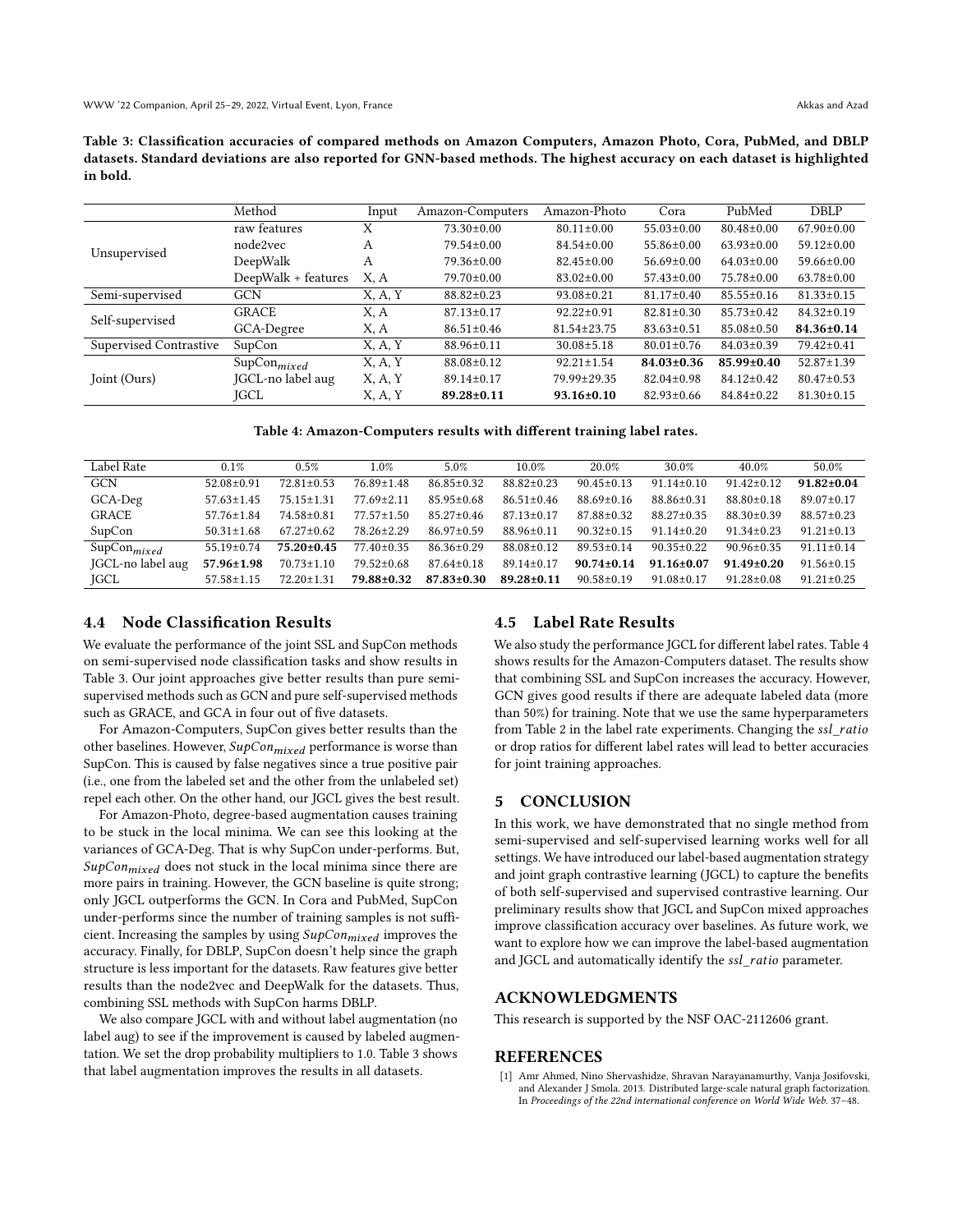**Table 3: Classification accuracies of compared methods on Amazon Computers, Amazon Photo, Cora, PubMed, and DBLP datasets. Standard deviations are also reported for GNN-based methods. The highest accuracy on each dataset is highlighted in bold.**

| | Method | Input | Amazon-Computers | Amazon-Photo | Cora | PubMed | DBLP |
|---|---|---|---|---|---|---|---|
| Unsupervised | raw features | X | 73.30±0.00 | 80.11±0.00 | 55.03±0.00 | 80.48±0.00 | 67.90±0.00 |
| | node2vec | A | 79.54±0.00 | 84.54±0.00 | 55.86±0.00 | 63.93±0.00 | 59.12±0.00 |
| | DeepWalk | A | 79.36±0.00 | 82.45±0.00 | 56.69±0.00 | 64.03±0.00 | 59.66±0.00 |
| | DeepWalk + features | X, A | 79.70±0.00 | 83.02±0.00 | 57.43±0.00 | 75.78±0.00 | 63.78±0.00 |
| Semi-supervised | GCN | X, A, Y | 88.82±0.23 | 93.08±0.21 | 81.17±0.40 | 85.55±0.16 | 81.33±0.15 |
| Self-supervised | GRACE | X, A | 87.13±0.17 | 92.22±0.91 | 82.81±0.30 | 85.73±0.42 | 84.32±0.19 |
| | GCA-Degree | X, A | 86.51±0.46 | 81.54±23.75 | 83.63±0.51 | 85.08±0.50 | **84.36±0.14** |
| Supervised Contrastive | SupCon | X, A, Y | 88.96±0.11 | 30.08±5.18 | 80.01±0.76 | 84.03±0.39 | 79.42±0.41 |
| Joint (Ours) | $\text{SupCon}_{mixed}$ | X, A, Y | 88.08±0.12 | 92.21±1.54 | **84.03±0.36** | **85.99±0.40** | 52.87±1.39 |
| | JGCL-no label aug | X, A, Y | 89.14±0.17 | 79.99±29.35 | 82.04±0.98 | 84.12±0.42 | 80.47±0.53 |
| | JGCL | X, A, Y | **89.28±0.11** | **93.16±0.10** | 82.93±0.66 | 84.84±0.22 | 81.30±0.15 |

**Table 4: Amazon-Computers results with different training label rates.**

| Label Rate | 0.1% | 0.5% | 1.0% | 5.0% | 10.0% | 20.0% | 30.0% | 40.0% | 50.0% |
|---|---|---|---|---|---|---|---|---|---|
| GCN | 52.08±0.91 | 72.81±0.53 | 76.89±1.48 | 86.85±0.32 | 88.82±0.23 | 90.45±0.13 | 91.14±0.10 | 91.42±0.12 | **91.82±0.04** |
| GCA-Deg | 57.63±1.45 | 75.15±1.31 | 77.69±2.11 | 85.95±0.68 | 86.51±0.46 | 88.69±0.16 | 88.86±0.31 | 88.80±0.18 | 89.07±0.17 |
| GRACE | 57.76±1.84 | 74.58±0.81 | 77.57±1.50 | 85.27±0.46 | 87.13±0.17 | 87.88±0.32 | 88.27±0.35 | 88.30±0.39 | 88.57±0.23 |
| SupCon | 50.31±1.68 | 67.27±0.62 | 78.26±2.29 | 86.97±0.59 | 88.96±0.11 | 90.32±0.15 | 91.14±0.20 | 91.34±0.23 | 91.21±0.13 |
| $\text{SupCon}_{mixed}$ | 55.19±0.74 | **75.20±0.45** | 77.40±0.35 | 86.36±0.29 | 88.08±0.12 | 89.53±0.14 | 90.35±0.22 | 90.96±0.35 | 91.11±0.14 |
| JGCL-no label aug | **57.96±1.98** | 70.73±1.10 | 79.52±0.68 | 87.64±0.18 | 89.14±0.17 | **90.74±0.14** | **91.16±0.07** | **91.49±0.20** | 91.56±0.15 |
| JGCL | 57.58±1.15 | 72.20±1.31 | **79.88±0.32** | **87.83±0.30** | **89.28±0.11** | 90.58±0.19 | 91.08±0.17 | 91.28±0.08 | 91.21±0.25 |

## 4.4 Node Classification Results

We evaluate the performance of the joint SSL and SupCon methods on semi-supervised node classification tasks and show results in Table 3. Our joint approaches give better results than pure semi-supervised methods such as GCN and pure self-supervised methods such as GRACE, and GCA in four out of five datasets.

For Amazon-Computers, SupCon gives better results than the other baselines. However, $SupCon_{mixed}$ performance is worse than SupCon. This is caused by false negatives since a true positive pair (i.e., one from the labeled set and the other from the unlabeled set) repel each other. On the other hand, our JGCL gives the best result.

For Amazon-Photo, degree-based augmentation causes training to be stuck in the local minima. We can see this looking at the variances of GCA-Deg. That is why SupCon under-performs. But, $SupCon_{mixed}$ does not stuck in the local minima since there are more pairs in training. However, the GCN baseline is quite strong; only JGCL outperforms the GCN. In Cora and PubMed, SupCon under-performs since the number of training samples is not sufficient. Increasing the samples by using $SupCon_{mixed}$ improves the accuracy. Finally, for DBLP, SupCon doesn't help since the graph structure is less important for the datasets. Raw features give better results than the node2vec and DeepWalk for the datasets. Thus, combining SSL methods with SupCon harms DBLP.

We also compare JGCL with and without label augmentation (no label aug) to see if the improvement is caused by labeled augmentation. We set the drop probability multipliers to 1.0. Table 3 shows that label augmentation improves the results in all datasets.

## 4.5 Label Rate Results

We also study the performance JGCL for different label rates. Table 4 shows results for the Amazon-Computers dataset. The results show that combining SSL and SupCon increases the accuracy. However, GCN gives good results if there are adequate labeled data (more than 50%) for training. Note that we use the same hyperparameters from Table 2 in the label rate experiments. Changing the *ssl_ratio* or drop ratios for different label rates will lead to better accuracies for joint training approaches.

## 5 CONCLUSION

In this work, we have demonstrated that no single method from semi-supervised and self-supervised learning works well for all settings. We have introduced our label-based augmentation strategy and joint graph contrastive learning (JGCL) to capture the benefits of both self-supervised and supervised contrastive learning. Our preliminary results show that JGCL and SupCon mixed approaches improve classification accuracy over baselines. As future work, we want to explore how we can improve the label-based augmentation and JGCL and automatically identify the *ssl_ratio* parameter.

## ACKNOWLEDGMENTS

This research is supported by the NSF OAC-2112606 grant.

## REFERENCES

[1] Amr Ahmed, Nino Shervashidze, Shravan Narayanamurthy, Vanja Josifovski, and Alexander J Smola. 2013. Distributed large-scale natural graph factorization. In *Proceedings of the 22nd international conference on World Wide Web*. 37–48.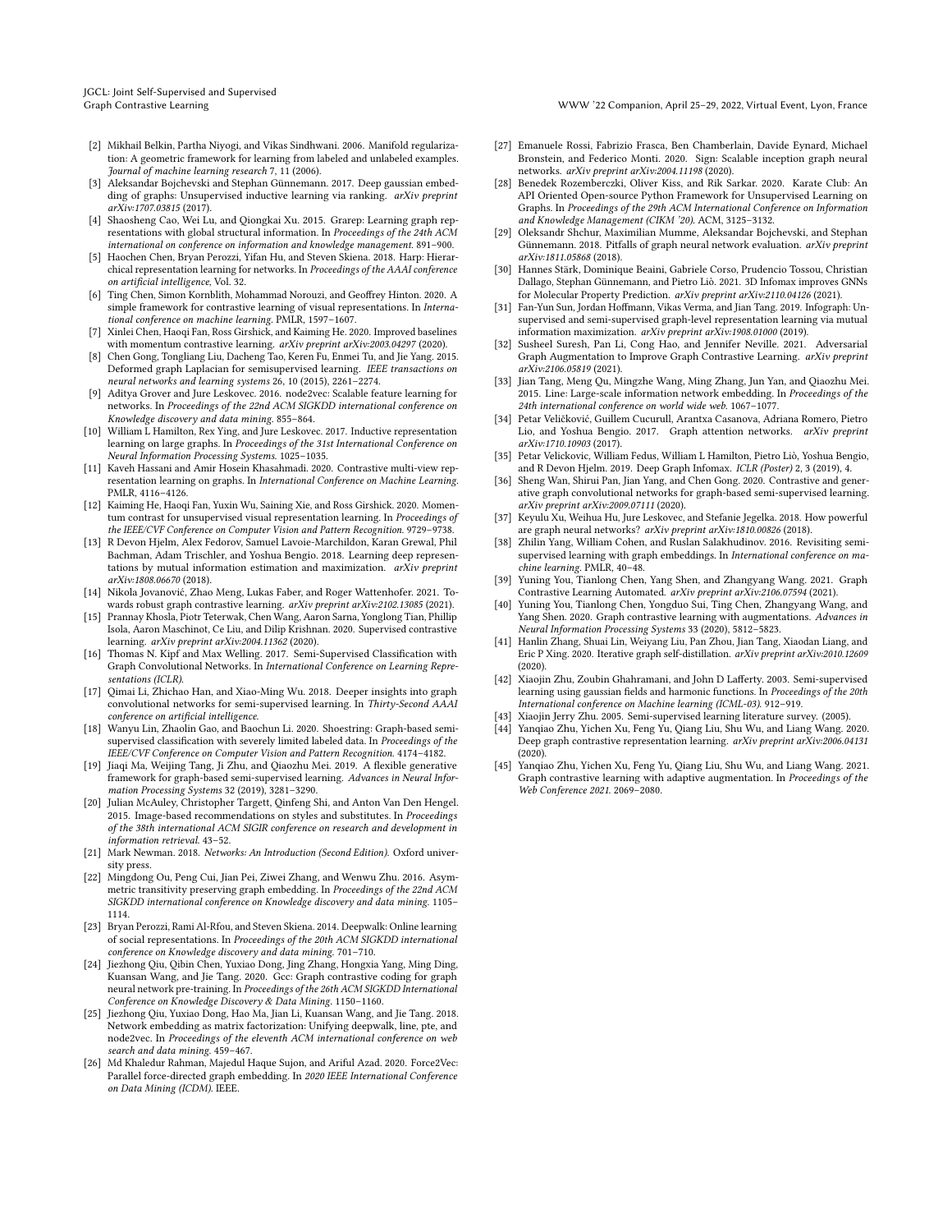[2] Mikhail Belkin, Partha Niyogi, and Vikas Sindhwani. 2006. Manifold regularization: A geometric framework for learning from labeled and unlabeled examples. *Journal of machine learning research* 7, 11 (2006).

[3] Aleksandar Bojchevski and Stephan Günnemann. 2017. Deep gaussian embedding of graphs: Unsupervised inductive learning via ranking. *arXiv preprint arXiv:1707.03815* (2017).

[4] Shaosheng Cao, Wei Lu, and Qiongkai Xu. 2015. Grarep: Learning graph representations with global structural information. In *Proceedings of the 24th ACM international on conference on information and knowledge management*. 891–900.

[5] Haochen Chen, Bryan Perozzi, Yifan Hu, and Steven Skiena. 2018. Harp: Hierarchical representation learning for networks. In *Proceedings of the AAAI conference on artificial intelligence*, Vol. 32.

[6] Ting Chen, Simon Kornblith, Mohammad Norouzi, and Geoffrey Hinton. 2020. A simple framework for contrastive learning of visual representations. In *International conference on machine learning*. PMLR, 1597–1607.

[7] Xinlei Chen, Haoqi Fan, Ross Girshick, and Kaiming He. 2020. Improved baselines with momentum contrastive learning. *arXiv preprint arXiv:2003.04297* (2020).

[8] Chen Gong, Tongliang Liu, Dacheng Tao, Keren Fu, Enmei Tu, and Jie Yang. 2015. Deformed graph Laplacian for semisupervised learning. *IEEE transactions on neural networks and learning systems* 26, 10 (2015), 2261–2274.

[9] Aditya Grover and Jure Leskovec. 2016. node2vec: Scalable feature learning for networks. In *Proceedings of the 22nd ACM SIGKDD international conference on Knowledge discovery and data mining*. 855–864.

[10] William L Hamilton, Rex Ying, and Jure Leskovec. 2017. Inductive representation learning on large graphs. In *Proceedings of the 31st International Conference on Neural Information Processing Systems*. 1025–1035.

[11] Kaveh Hassani and Amir Hosein Khasahmadi. 2020. Contrastive multi-view representation learning on graphs. In *International Conference on Machine Learning*. PMLR, 4116–4126.

[12] Kaiming He, Haoqi Fan, Yuxin Wu, Saining Xie, and Ross Girshick. 2020. Momentum contrast for unsupervised visual representation learning. In *Proceedings of the IEEE/CVF Conference on Computer Vision and Pattern Recognition*. 9729–9738.

[13] R Devon Hjelm, Alex Fedorov, Samuel Lavoie-Marchildon, Karan Grewal, Phil Bachman, Adam Trischler, and Yoshua Bengio. 2018. Learning deep representations by mutual information estimation and maximization. *arXiv preprint arXiv:1808.06670* (2018).

[14] Nikola Jovanović, Zhao Meng, Lukas Faber, and Roger Wattenhofer. 2021. Towards robust graph contrastive learning. *arXiv preprint arXiv:2102.13085* (2021).

[15] Prannay Khosla, Piotr Teterwak, Chen Wang, Aaron Sarna, Yonglong Tian, Phillip Isola, Aaron Maschinot, Ce Liu, and Dilip Krishnan. 2020. Supervised contrastive learning. *arXiv preprint arXiv:2004.11362* (2020).

[16] Thomas N. Kipf and Max Welling. 2017. Semi-Supervised Classification with Graph Convolutional Networks. In *International Conference on Learning Representations (ICLR)*.

[17] Qimai Li, Zhichao Han, and Xiao-Ming Wu. 2018. Deeper insights into graph convolutional networks for semi-supervised learning. In *Thirty-Second AAAI conference on artificial intelligence*.

[18] Wanyu Lin, Zhaolin Gao, and Baochun Li. 2020. Shoestring: Graph-based semi-supervised classification with severely limited labeled data. In *Proceedings of the IEEE/CVF Conference on Computer Vision and Pattern Recognition*. 4174–4182.

[19] Jiaqi Ma, Weijing Tang, Ji Zhu, and Qiaozhu Mei. 2019. A flexible generative framework for graph-based semi-supervised learning. *Advances in Neural Information Processing Systems* 32 (2019), 3281–3290.

[20] Julian McAuley, Christopher Targett, Qinfeng Shi, and Anton Van Den Hengel. 2015. Image-based recommendations on styles and substitutes. In *Proceedings of the 38th international ACM SIGIR conference on research and development in information retrieval*. 43–52.

[21] Mark Newman. 2018. *Networks: An Introduction (Second Edition)*. Oxford university press.

[22] Mingdong Ou, Peng Cui, Jian Pei, Ziwei Zhang, and Wenwu Zhu. 2016. Asymmetric transitivity preserving graph embedding. In *Proceedings of the 22nd ACM SIGKDD international conference on Knowledge discovery and data mining*. 1105–1114.

[23] Bryan Perozzi, Rami Al-Rfou, and Steven Skiena. 2014. Deepwalk: Online learning of social representations. In *Proceedings of the 20th ACM SIGKDD international conference on Knowledge discovery and data mining*. 701–710.

[24] Jiezhong Qiu, Qibin Chen, Yuxiao Dong, Jing Zhang, Hongxia Yang, Ming Ding, Kuansan Wang, and Jie Tang. 2020. Gcc: Graph contrastive coding for graph neural network pre-training. In *Proceedings of the 26th ACM SIGKDD International Conference on Knowledge Discovery & Data Mining*. 1150–1160.

[25] Jiezhong Qiu, Yuxiao Dong, Hao Ma, Jian Li, Kuansan Wang, and Jie Tang. 2018. Network embedding as matrix factorization: Unifying deepwalk, line, pte, and node2vec. In *Proceedings of the eleventh ACM international conference on web search and data mining*. 459–467.

[26] Md Khaledur Rahman, Majedul Haque Sujon, and Ariful Azad. 2020. Force2Vec: Parallel force-directed graph embedding. In *2020 IEEE International Conference on Data Mining (ICDM)*. IEEE.

[27] Emanuele Rossi, Fabrizio Frasca, Ben Chamberlain, Davide Eynard, Michael Bronstein, and Federico Monti. 2020. Sign: Scalable inception graph neural networks. *arXiv preprint arXiv:2004.11198* (2020).

[28] Benedek Rozemberczki, Oliver Kiss, and Rik Sarkar. 2020. Karate Club: An API Oriented Open-source Python Framework for Unsupervised Learning on Graphs. In *Proceedings of the 29th ACM International Conference on Information and Knowledge Management (CIKM '20)*. ACM, 3125–3132.

[29] Oleksandr Shchur, Maximilian Mumme, Aleksandar Bojchevski, and Stephan Günnemann. 2018. Pitfalls of graph neural network evaluation. *arXiv preprint arXiv:1811.05868* (2018).

[30] Hannes Stärk, Dominique Beaini, Gabriele Corso, Prudencio Tossou, Christian Dallago, Stephan Günnemann, and Pietro Liò. 2021. 3D Infomax improves GNNs for Molecular Property Prediction. *arXiv preprint arXiv:2110.04126* (2021).

[31] Fan-Yun Sun, Jordan Hoffmann, Vikas Verma, and Jian Tang. 2019. Infograph: Unsupervised and semi-supervised graph-level representation learning via mutual information maximization. *arXiv preprint arXiv:1908.01000* (2019).

[32] Susheel Suresh, Pan Li, Cong Hao, and Jennifer Neville. 2021. Adversarial Graph Augmentation to Improve Graph Contrastive Learning. *arXiv preprint arXiv:2106.05819* (2021).

[33] Jian Tang, Meng Qu, Mingzhe Wang, Ming Zhang, Jun Yan, and Qiaozhu Mei. 2015. Line: Large-scale information network embedding. In *Proceedings of the 24th international conference on world wide web*. 1067–1077.

[34] Petar Veličković, Guillem Cucurull, Arantxa Casanova, Adriana Romero, Pietro Lio, and Yoshua Bengio. 2017. Graph attention networks. *arXiv preprint arXiv:1710.10903* (2017).

[35] Petar Velickovic, William Fedus, William L Hamilton, Pietro Liò, Yoshua Bengio, and R Devon Hjelm. 2019. Deep Graph Infomax. *ICLR (Poster)* 2, 3 (2019), 4.

[36] Sheng Wan, Shirui Pan, Jian Yang, and Chen Gong. 2020. Contrastive and generative graph convolutional networks for graph-based semi-supervised learning. *arXiv preprint arXiv:2009.07111* (2020).

[37] Keyulu Xu, Weihua Hu, Jure Leskovec, and Stefanie Jegelka. 2018. How powerful are graph neural networks? *arXiv preprint arXiv:1810.00826* (2018).

[38] Zhilin Yang, William Cohen, and Ruslan Salakhudinov. 2016. Revisiting semi-supervised learning with graph embeddings. In *International conference on machine learning*. PMLR, 40–48.

[39] Yuning You, Tianlong Chen, Yang Shen, and Zhangyang Wang. 2021. Graph Contrastive Learning Automated. *arXiv preprint arXiv:2106.07594* (2021).

[40] Yuning You, Tianlong Chen, Yongduo Sui, Ting Chen, Zhangyang Wang, and Yang Shen. 2020. Graph contrastive learning with augmentations. *Advances in Neural Information Processing Systems* 33 (2020), 5812–5823.

[41] Hanlin Zhang, Shuai Lin, Weiyang Liu, Pan Zhou, Jian Tang, Xiaodan Liang, and Eric P Xing. 2020. Iterative graph self-distillation. *arXiv preprint arXiv:2010.12609* (2020).

[42] Xiaojin Zhu, Zoubin Ghahramani, and John D Lafferty. 2003. Semi-supervised learning using gaussian fields and harmonic functions. In *Proceedings of the 20th International conference on Machine learning (ICML-03)*. 912–919.

[43] Xiaojin Jerry Zhu. 2005. Semi-supervised learning literature survey. (2005).

[44] Yanqiao Zhu, Yichen Xu, Feng Yu, Qiang Liu, Shu Wu, and Liang Wang. 2020. Deep graph contrastive representation learning. *arXiv preprint arXiv:2006.04131* (2020).

[45] Yanqiao Zhu, Yichen Xu, Feng Yu, Qiang Liu, Shu Wu, and Liang Wang. 2021. Graph contrastive learning with adaptive augmentation. In *Proceedings of the Web Conference 2021*. 2069–2080.